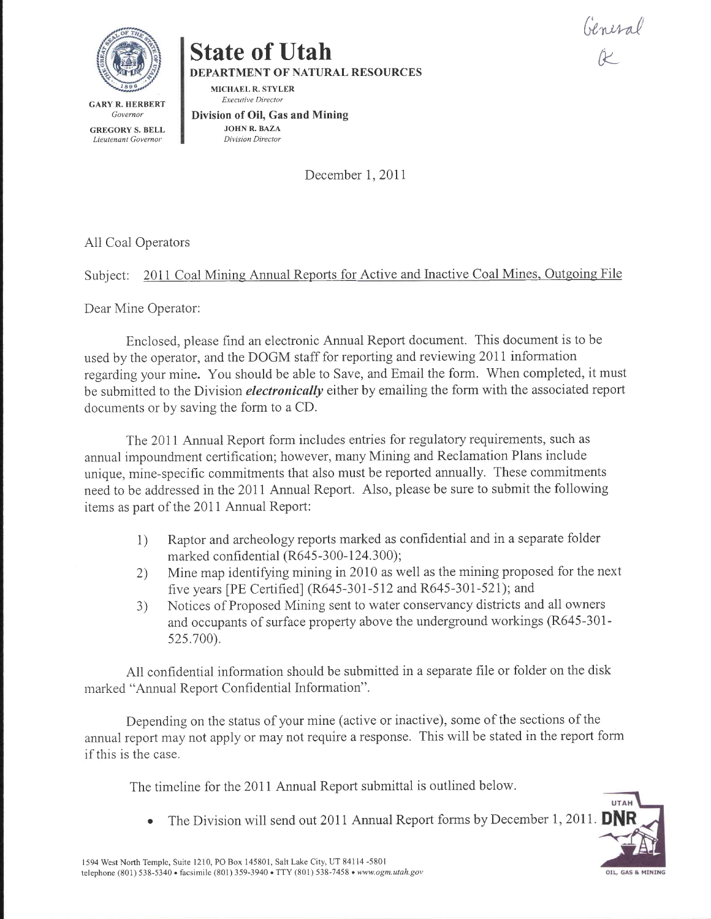General
CK

# State of Utah

**DEPARTMENT OF NATURAL RESOURCES**

GARY R. HERBERT
*Governor*

GREGORY S. BELL
*Lieutenant Governor*

MICHAEL R. STYLER
*Executive Director*

**Division of Oil, Gas and Mining**

JOHN R. BAZA
*Division Director*

December 1, 2011

All Coal Operators

Subject: <u>2011 Coal Mining Annual Reports for Active and Inactive Coal Mines, Outgoing File</u>

Dear Mine Operator:

Enclosed, please find an electronic Annual Report document. This document is to be used by the operator, and the DOGM staff for reporting and reviewing 2011 information regarding your mine. You should be able to Save, and Email the form. When completed, it must be submitted to the Division ***electronically*** either by emailing the form with the associated report documents or by saving the form to a CD.

The 2011 Annual Report form includes entries for regulatory requirements, such as annual impoundment certification; however, many Mining and Reclamation Plans include unique, mine-specific commitments that also must be reported annually. These commitments need to be addressed in the 2011 Annual Report. Also, please be sure to submit the following items as part of the 2011 Annual Report:

1) Raptor and archeology reports marked as confidential and in a separate folder marked confidential (R645-300-124.300);
2) Mine map identifying mining in 2010 as well as the mining proposed for the next five years [PE Certified] (R645-301-512 and R645-301-521); and
3) Notices of Proposed Mining sent to water conservancy districts and all owners and occupants of surface property above the underground workings (R645-301-525.700).

All confidential information should be submitted in a separate file or folder on the disk marked "Annual Report Confidential Information".

Depending on the status of your mine (active or inactive), some of the sections of the annual report may not apply or may not require a response. This will be stated in the report form if this is the case.

The timeline for the 2011 Annual Report submittal is outlined below.

- The Division will send out 2011 Annual Report forms by December 1, 2011.

1594 West North Temple, Suite 1210, PO Box 145801, Salt Lake City, UT 84114-5801
telephone (801) 538-5340 • facsimile (801) 359-3940 • TTY (801) 538-7458 • www.ogm.utah.gov

UTAH DNR OIL, GAS & MINING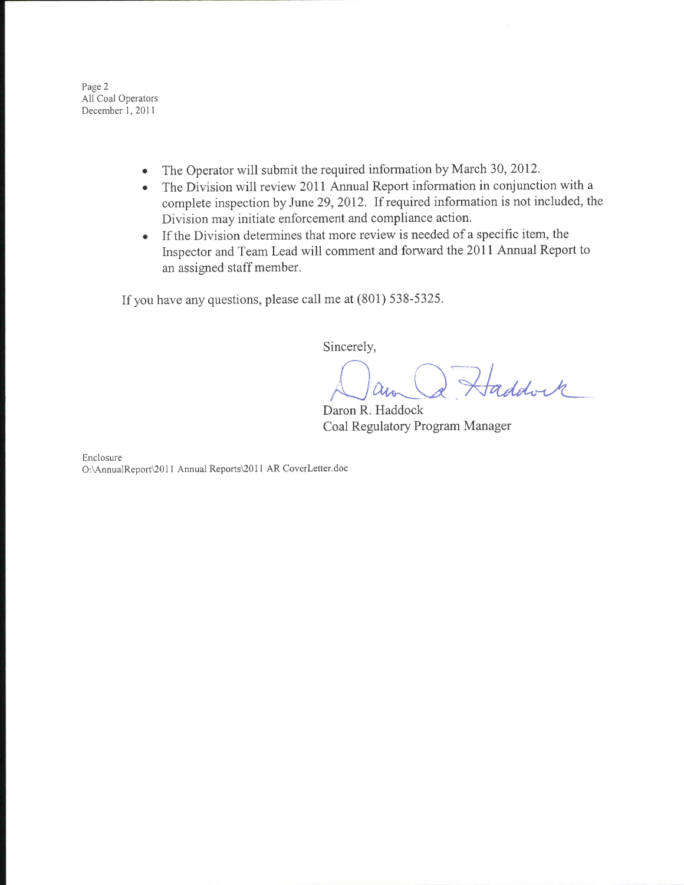- The Operator will submit the required information by March 30, 2012.
- The Division will review 2011 Annual Report information in conjunction with a complete inspection by June 29, 2012. If required information is not included, the Division may initiate enforcement and compliance action.
- If the Division determines that more review is needed of a specific item, the Inspector and Team Lead will comment and forward the 2011 Annual Report to an assigned staff member.

If you have any questions, please call me at (801) 538-5325.

Sincerely,

Daron R. Haddock
Coal Regulatory Program Manager

Enclosure
O:\AnnualReport\2011 Annual Reports\2011 AR CoverLetter.doc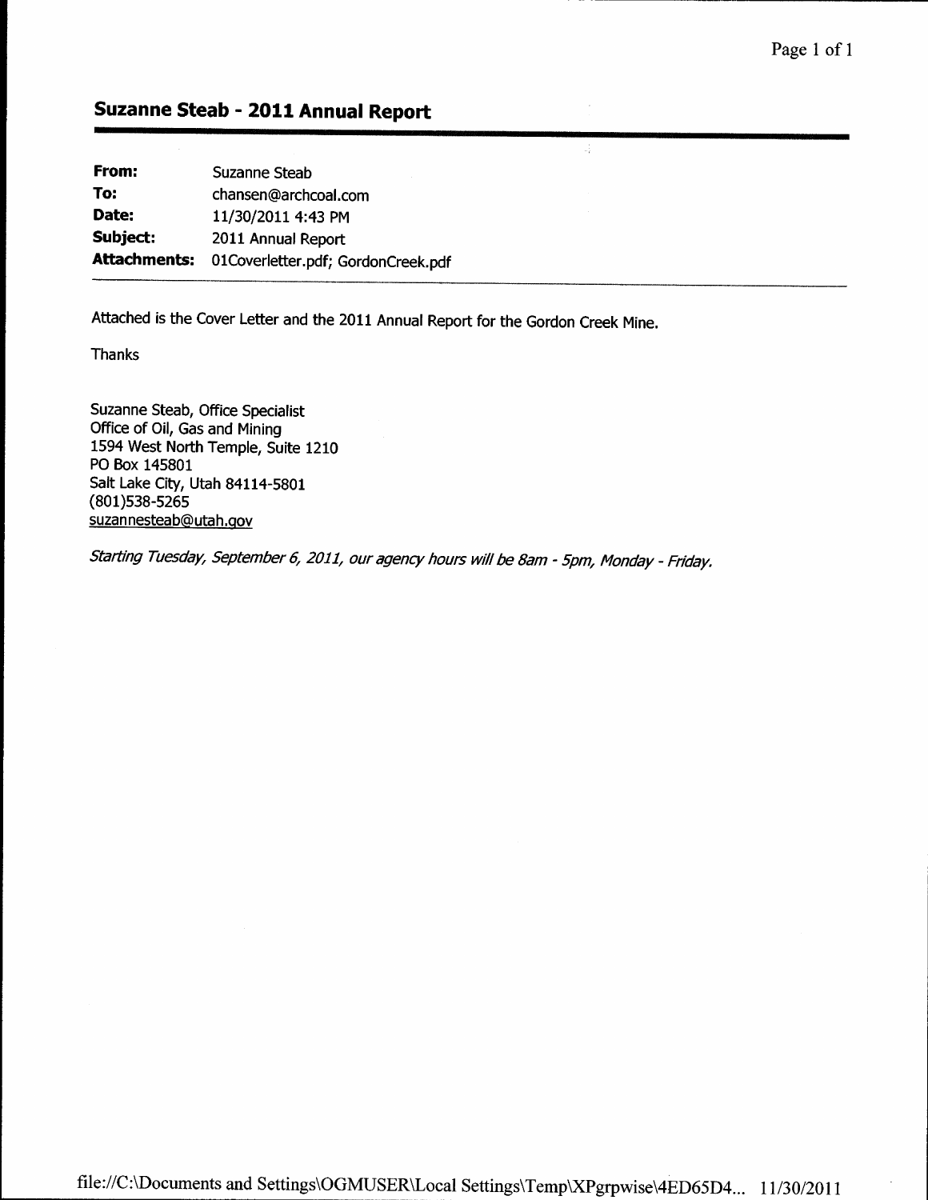## Suzanne Steab - 2011 Annual Report

| | |
|---|---|
| **From:** | Suzanne Steab |
| **To:** | chansen@archcoal.com |
| **Date:** | 11/30/2011 4:43 PM |
| **Subject:** | 2011 Annual Report |
| **Attachments:** | 01Coverletter.pdf; GordonCreek.pdf |

Attached is the Cover Letter and the 2011 Annual Report for the Gordon Creek Mine.

Thanks

Suzanne Steab, Office Specialist
Office of Oil, Gas and Mining
1594 West North Temple, Suite 1210
PO Box 145801
Salt Lake City, Utah 84114-5801
(801)538-5265
suzannesteab@utah.gov

*Starting Tuesday, September 6, 2011, our agency hours will be 8am - 5pm, Monday - Friday.*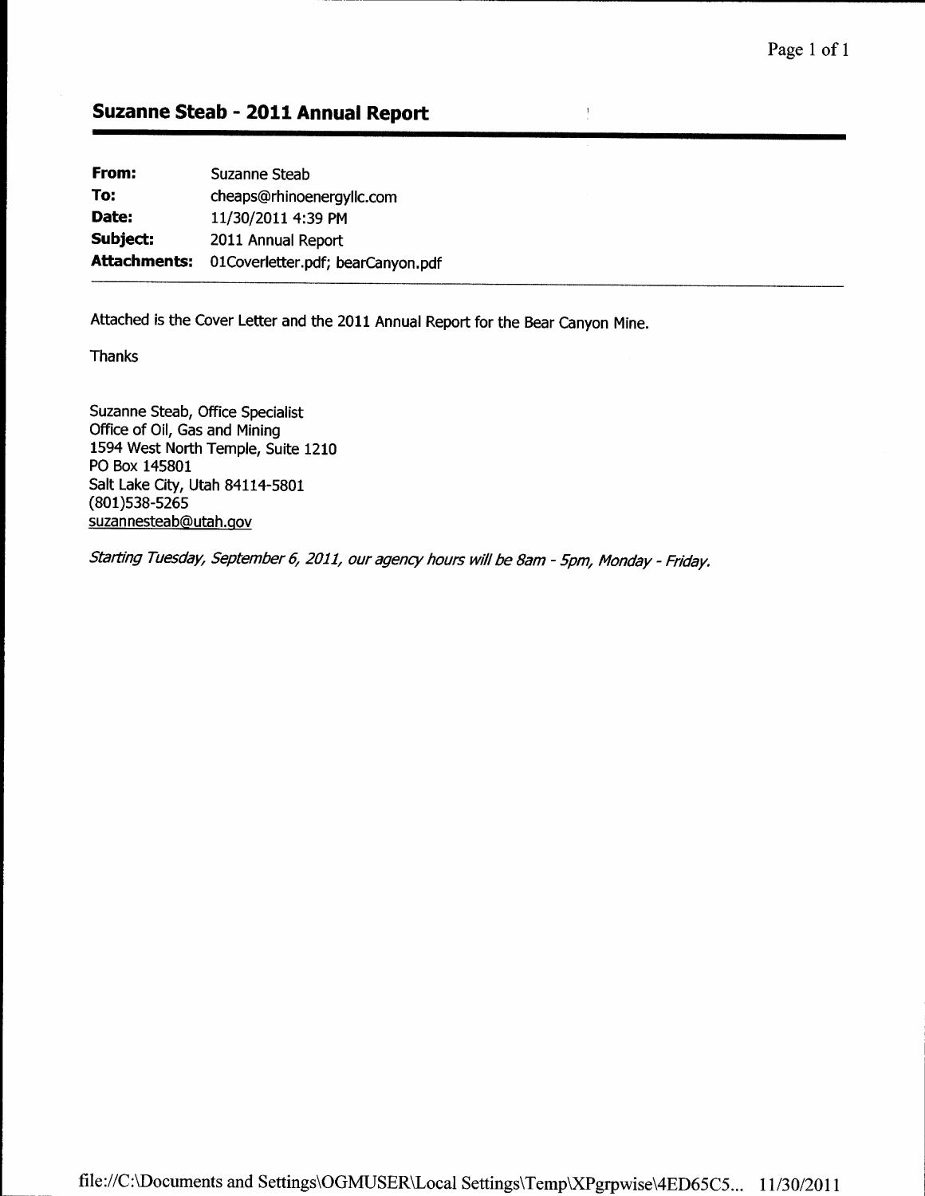## Suzanne Steab - 2011 Annual Report

| | |
|---|---|
| **From:** | Suzanne Steab |
| **To:** | cheaps@rhinoenergyllc.com |
| **Date:** | 11/30/2011 4:39 PM |
| **Subject:** | 2011 Annual Report |
| **Attachments:** | 01Coverletter.pdf; bearCanyon.pdf |

Attached is the Cover Letter and the 2011 Annual Report for the Bear Canyon Mine.

Thanks

Suzanne Steab, Office Specialist
Office of Oil, Gas and Mining
1594 West North Temple, Suite 1210
PO Box 145801
Salt Lake City, Utah 84114-5801
(801)538-5265
suzannesteab@utah.gov

*Starting Tuesday, September 6, 2011, our agency hours will be 8am - 5pm, Monday - Friday.*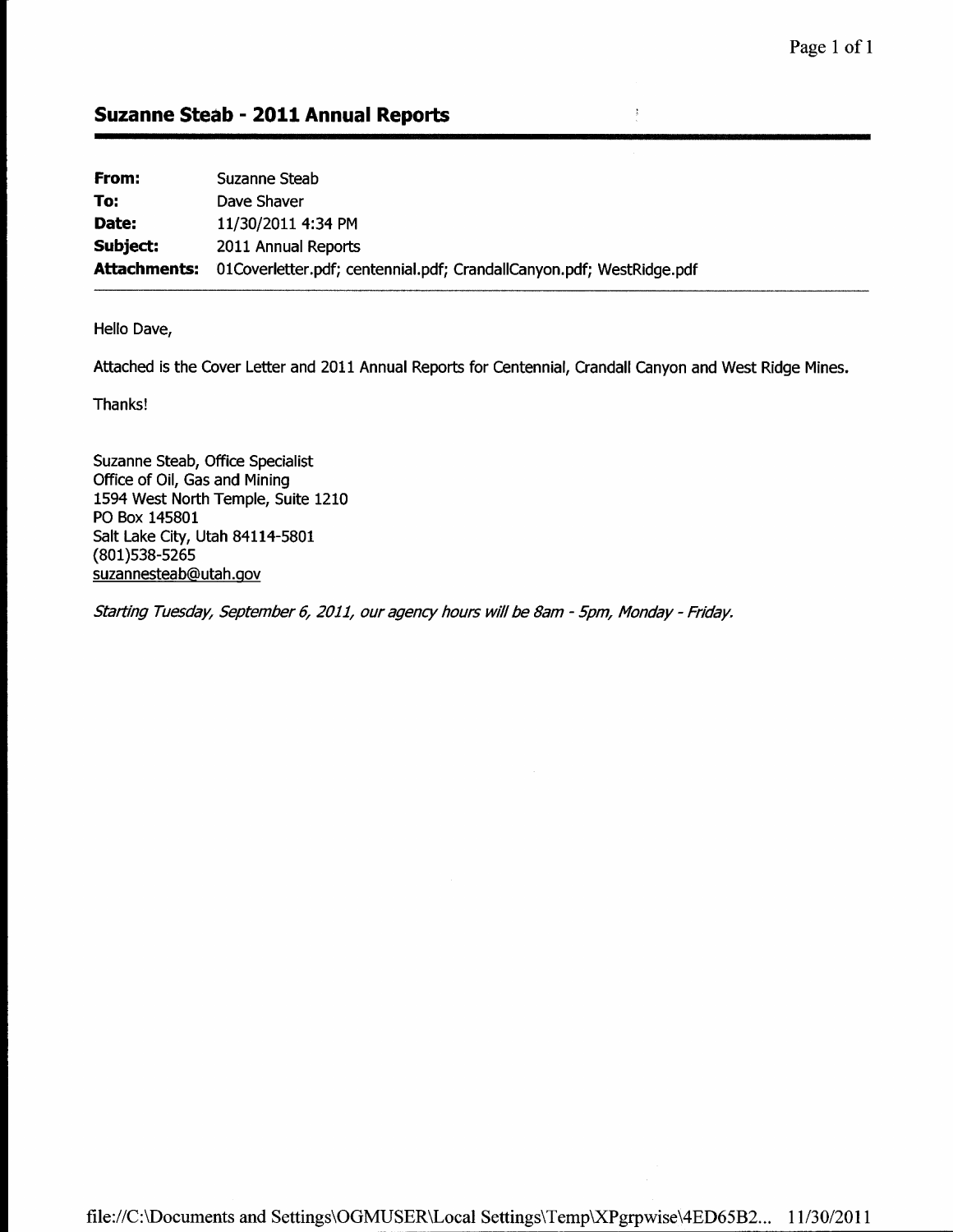## Suzanne Steab - 2011 Annual Reports

| | |
|---|---|
| **From:** | Suzanne Steab |
| **To:** | Dave Shaver |
| **Date:** | 11/30/2011 4:34 PM |
| **Subject:** | 2011 Annual Reports |
| **Attachments:** | 01Coverletter.pdf; centennial.pdf; CrandallCanyon.pdf; WestRidge.pdf |

Hello Dave,

Attached is the Cover Letter and 2011 Annual Reports for Centennial, Crandall Canyon and West Ridge Mines.

Thanks!

Suzanne Steab, Office Specialist
Office of Oil, Gas and Mining
1594 West North Temple, Suite 1210
PO Box 145801
Salt Lake City, Utah 84114-5801
(801)538-5265
suzannesteab@utah.gov

*Starting Tuesday, September 6, 2011, our agency hours will be 8am - 5pm, Monday - Friday.*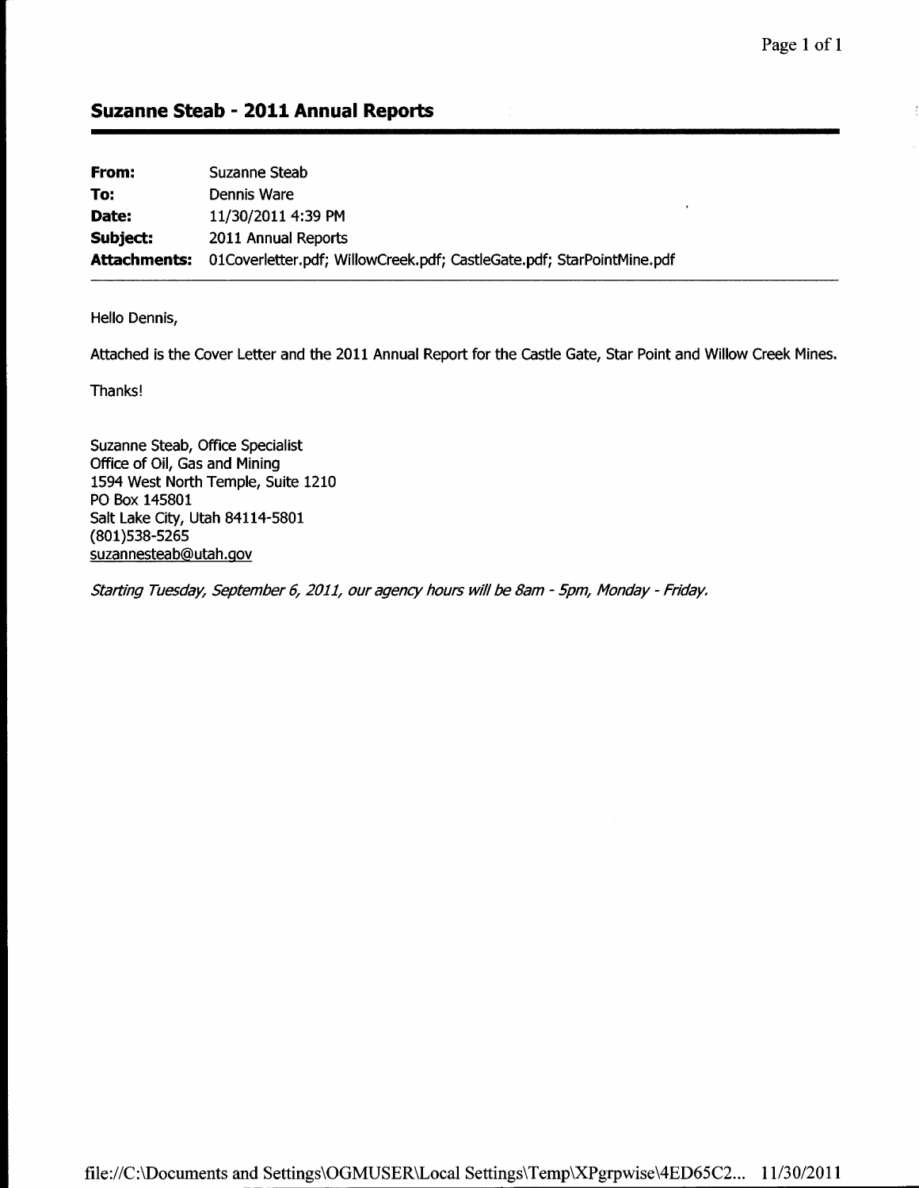## Suzanne Steab - 2011 Annual Reports

| | |
|---|---|
| **From:** | Suzanne Steab |
| **To:** | Dennis Ware |
| **Date:** | 11/30/2011 4:39 PM |
| **Subject:** | 2011 Annual Reports |
| **Attachments:** | 01Coverletter.pdf; WillowCreek.pdf; CastleGate.pdf; StarPointMine.pdf |

Hello Dennis,

Attached is the Cover Letter and the 2011 Annual Report for the Castle Gate, Star Point and Willow Creek Mines.

Thanks!

Suzanne Steab, Office Specialist
Office of Oil, Gas and Mining
1594 West North Temple, Suite 1210
PO Box 145801
Salt Lake City, Utah 84114-5801
(801)538-5265
suzannesteab@utah.gov

*Starting Tuesday, September 6, 2011, our agency hours will be 8am - 5pm, Monday - Friday.*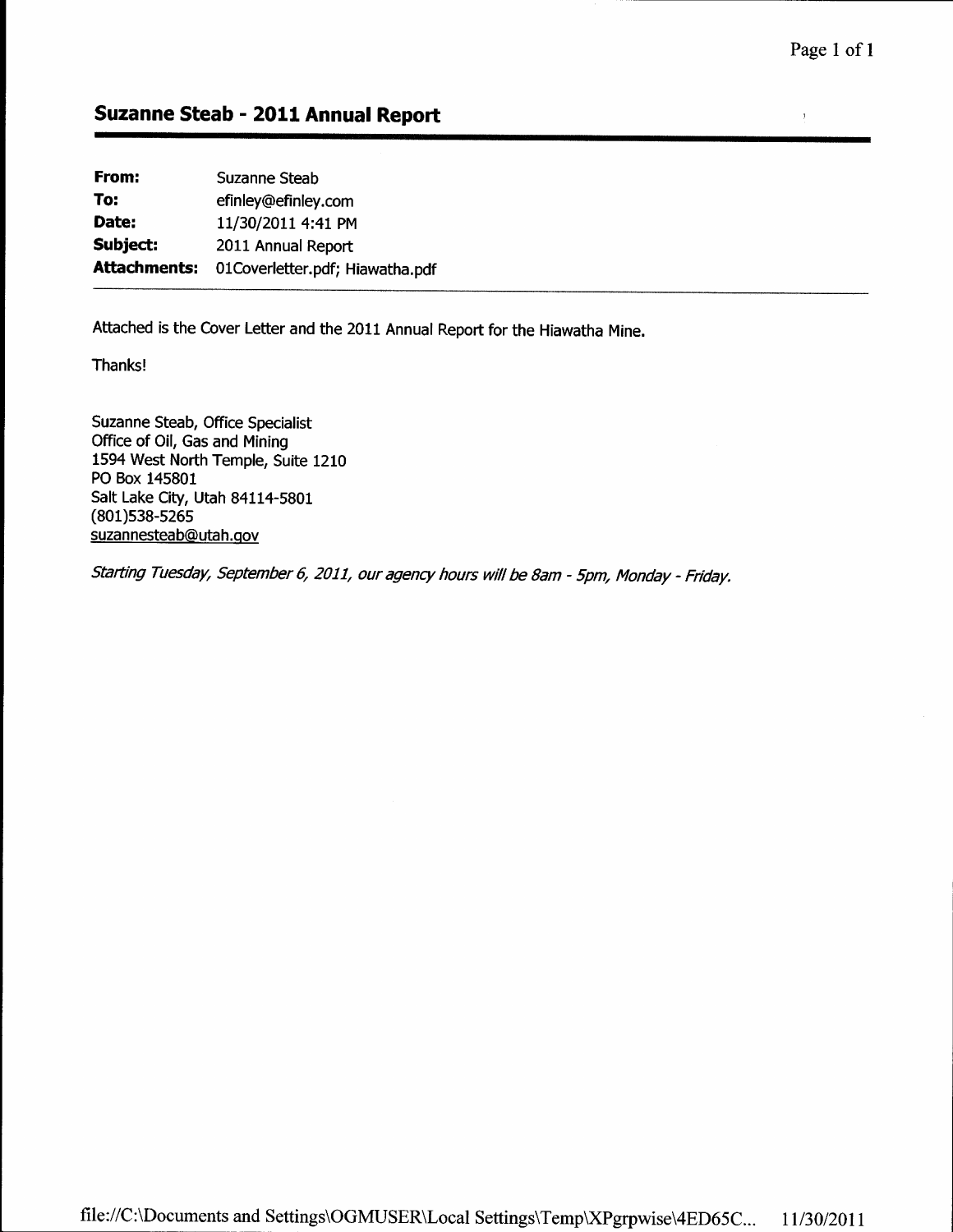## Suzanne Steab - 2011 Annual Report

| | |
|---|---|
| **From:** | Suzanne Steab |
| **To:** | efinley@efinley.com |
| **Date:** | 11/30/2011 4:41 PM |
| **Subject:** | 2011 Annual Report |
| **Attachments:** | 01Coverletter.pdf; Hiawatha.pdf |

Attached is the Cover Letter and the 2011 Annual Report for the Hiawatha Mine.

Thanks!

Suzanne Steab, Office Specialist
Office of Oil, Gas and Mining
1594 West North Temple, Suite 1210
PO Box 145801
Salt Lake City, Utah 84114-5801
(801)538-5265
suzannesteab@utah.gov

*Starting Tuesday, September 6, 2011, our agency hours will be 8am - 5pm, Monday - Friday.*

file://C:\Documents and Settings\OGMUSER\Local Settings\Temp\XPgrpwise\4ED65C... 11/30/2011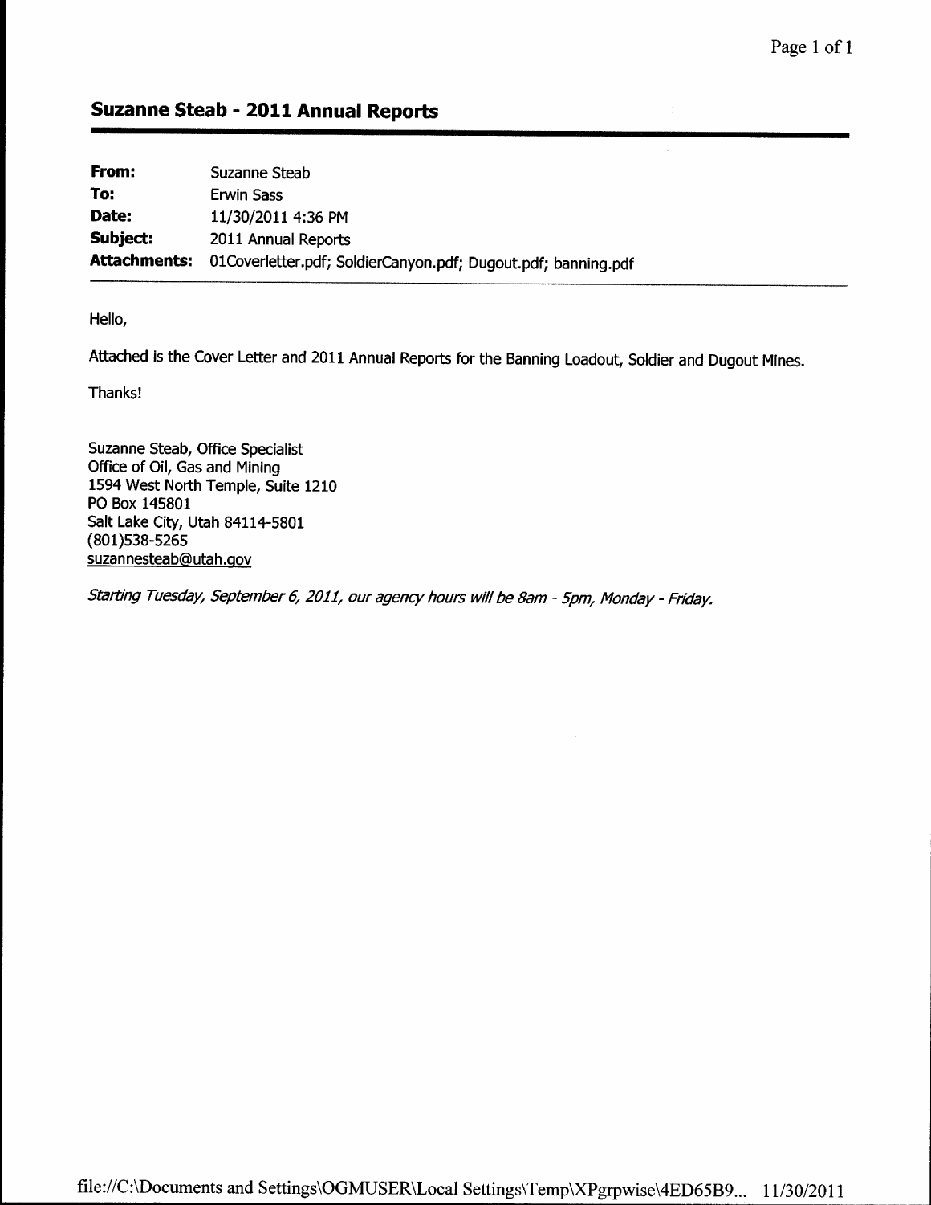## Suzanne Steab - 2011 Annual Reports

| | |
|---|---|
| **From:** | Suzanne Steab |
| **To:** | Erwin Sass |
| **Date:** | 11/30/2011 4:36 PM |
| **Subject:** | 2011 Annual Reports |
| **Attachments:** | 01Coverletter.pdf; SoldierCanyon.pdf; Dugout.pdf; banning.pdf |

Hello,

Attached is the Cover Letter and 2011 Annual Reports for the Banning Loadout, Soldier and Dugout Mines.

Thanks!

Suzanne Steab, Office Specialist
Office of Oil, Gas and Mining
1594 West North Temple, Suite 1210
PO Box 145801
Salt Lake City, Utah 84114-5801
(801)538-5265
suzannesteab@utah.gov

*Starting Tuesday, September 6, 2011, our agency hours will be 8am - 5pm, Monday - Friday.*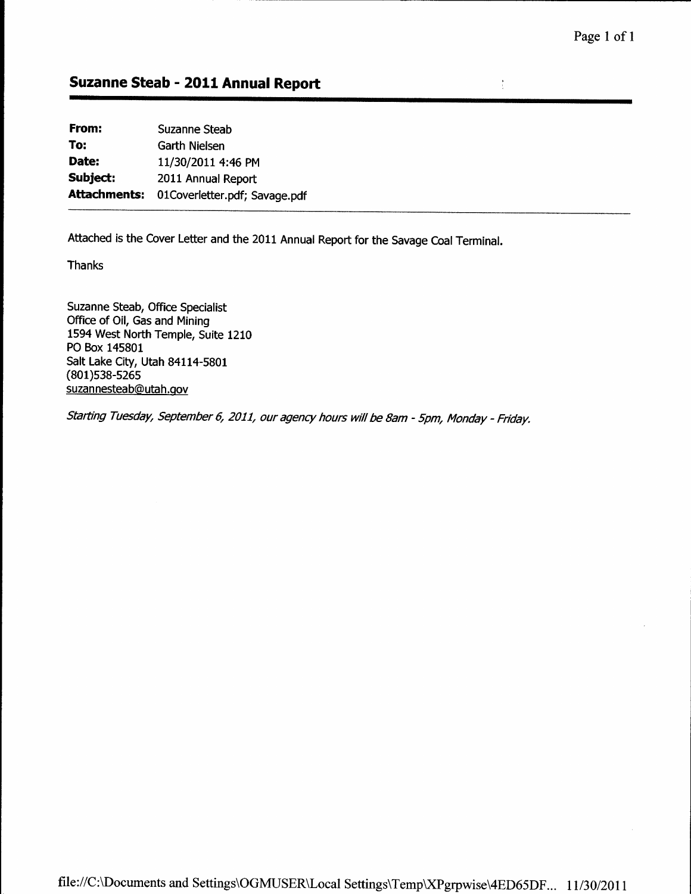## Suzanne Steab - 2011 Annual Report

| | |
|---|---|
| **From:** | Suzanne Steab |
| **To:** | Garth Nielsen |
| **Date:** | 11/30/2011 4:46 PM |
| **Subject:** | 2011 Annual Report |
| **Attachments:** | 01Coverletter.pdf; Savage.pdf |

Attached is the Cover Letter and the 2011 Annual Report for the Savage Coal Terminal.

Thanks

Suzanne Steab, Office Specialist
Office of Oil, Gas and Mining
1594 West North Temple, Suite 1210
PO Box 145801
Salt Lake City, Utah 84114-5801
(801)538-5265
suzannesteab@utah.gov

*Starting Tuesday, September 6, 2011, our agency hours will be 8am - 5pm, Monday - Friday.*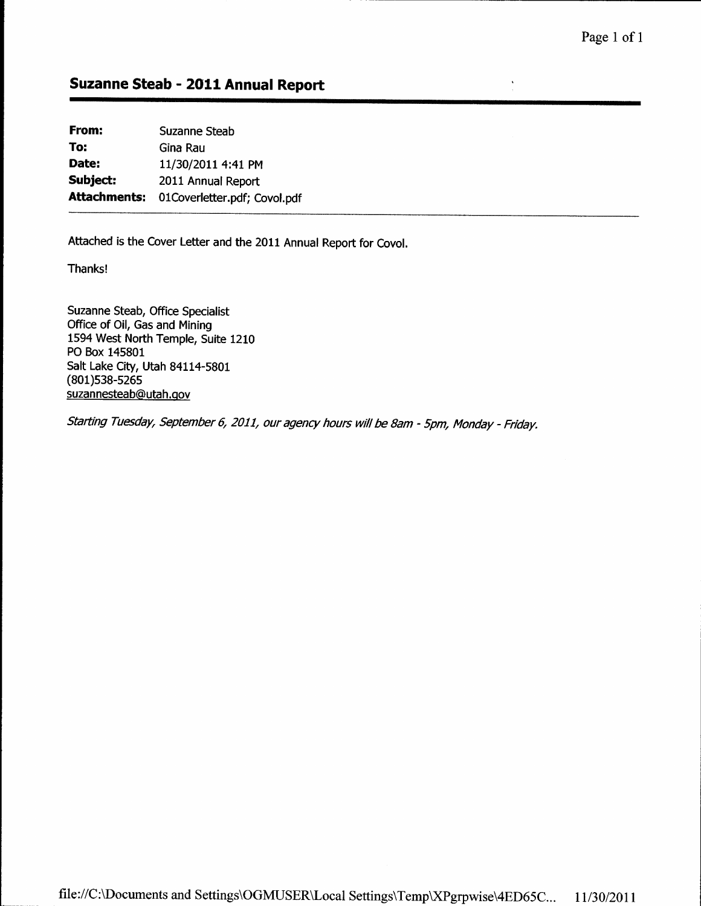## Suzanne Steab - 2011 Annual Report

| | |
|---|---|
| **From:** | Suzanne Steab |
| **To:** | Gina Rau |
| **Date:** | 11/30/2011 4:41 PM |
| **Subject:** | 2011 Annual Report |
| **Attachments:** | 01Coverletter.pdf; Covol.pdf |

Attached is the Cover Letter and the 2011 Annual Report for Covol.

Thanks!

Suzanne Steab, Office Specialist
Office of Oil, Gas and Mining
1594 West North Temple, Suite 1210
PO Box 145801
Salt Lake City, Utah 84114-5801
(801)538-5265
suzannesteab@utah.gov

*Starting Tuesday, September 6, 2011, our agency hours will be 8am - 5pm, Monday - Friday.*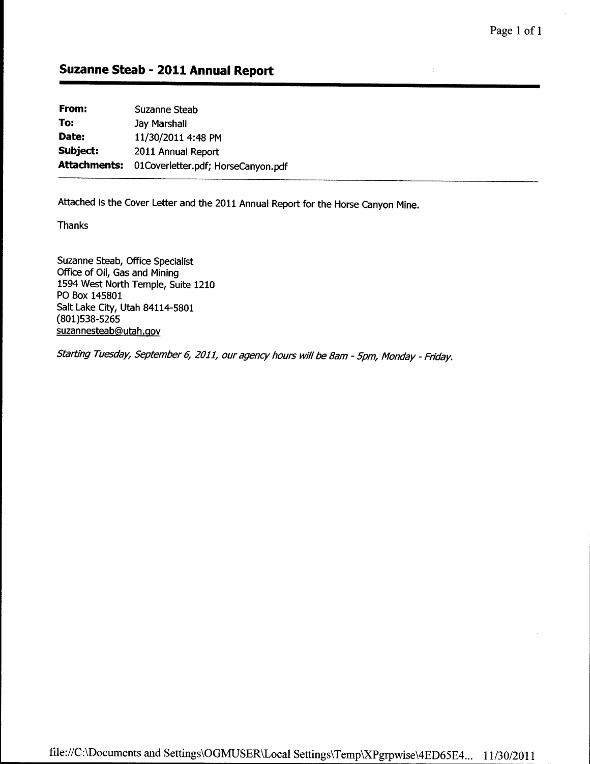## Suzanne Steab - 2011 Annual Report

| | |
|---|---|
| **From:** | Suzanne Steab |
| **To:** | Jay Marshall |
| **Date:** | 11/30/2011 4:48 PM |
| **Subject:** | 2011 Annual Report |
| **Attachments:** | 01Coverletter.pdf; HorseCanyon.pdf |

---

Attached is the Cover Letter and the 2011 Annual Report for the Horse Canyon Mine.

Thanks

Suzanne Steab, Office Specialist
Office of Oil, Gas and Mining
1594 West North Temple, Suite 1210
PO Box 145801
Salt Lake City, Utah 84114-5801
(801)538-5265
suzannesteab@utah.gov

*Starting Tuesday, September 6, 2011, our agency hours will be 8am - 5pm, Monday - Friday.*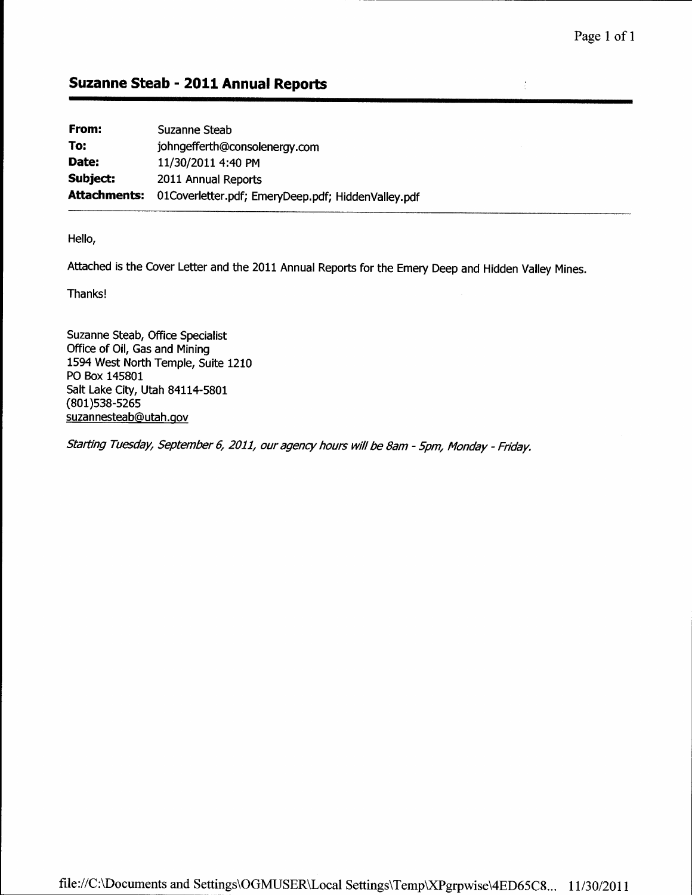## Suzanne Steab - 2011 Annual Reports

| | |
|---|---|
| **From:** | Suzanne Steab |
| **To:** | johngefferth@consolenergy.com |
| **Date:** | 11/30/2011 4:40 PM |
| **Subject:** | 2011 Annual Reports |
| **Attachments:** | 01Coverletter.pdf; EmeryDeep.pdf; HiddenValley.pdf |

Hello,

Attached is the Cover Letter and the 2011 Annual Reports for the Emery Deep and Hidden Valley Mines.

Thanks!

Suzanne Steab, Office Specialist
Office of Oil, Gas and Mining
1594 West North Temple, Suite 1210
PO Box 145801
Salt Lake City, Utah 84114-5801
(801)538-5265
suzannesteab@utah.gov

*Starting Tuesday, September 6, 2011, our agency hours will be 8am - 5pm, Monday - Friday.*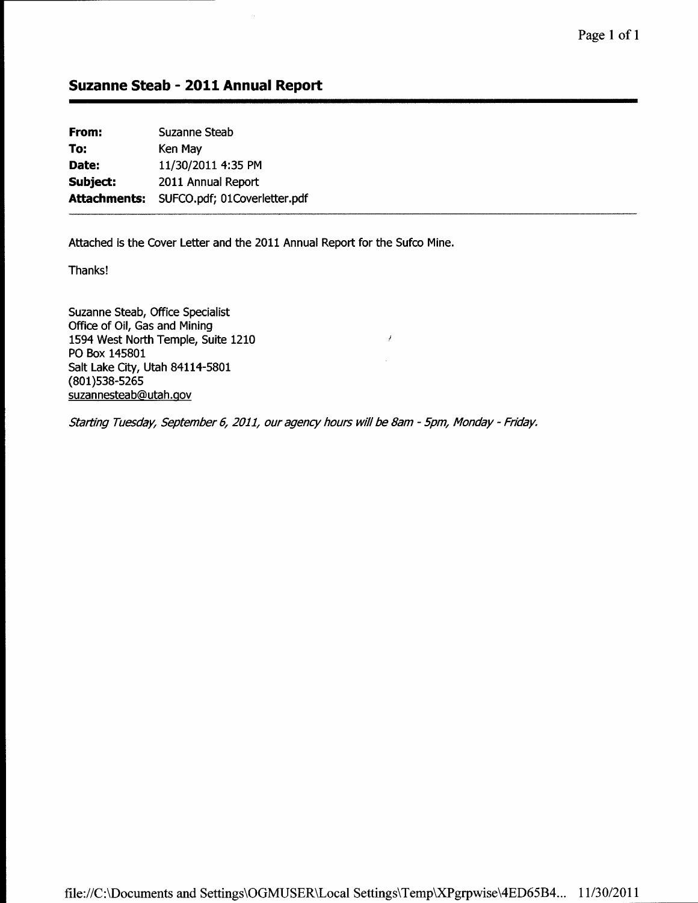## Suzanne Steab - 2011 Annual Report

| | |
|---|---|
| **From:** | Suzanne Steab |
| **To:** | Ken May |
| **Date:** | 11/30/2011 4:35 PM |
| **Subject:** | 2011 Annual Report |
| **Attachments:** | SUFCO.pdf; 01Coverletter.pdf |

Attached is the Cover Letter and the 2011 Annual Report for the Sufco Mine.

Thanks!

Suzanne Steab, Office Specialist
Office of Oil, Gas and Mining
1594 West North Temple, Suite 1210
PO Box 145801
Salt Lake City, Utah 84114-5801
(801)538-5265
suzannesteab@utah.gov

*Starting Tuesday, September 6, 2011, our agency hours will be 8am - 5pm, Monday - Friday.*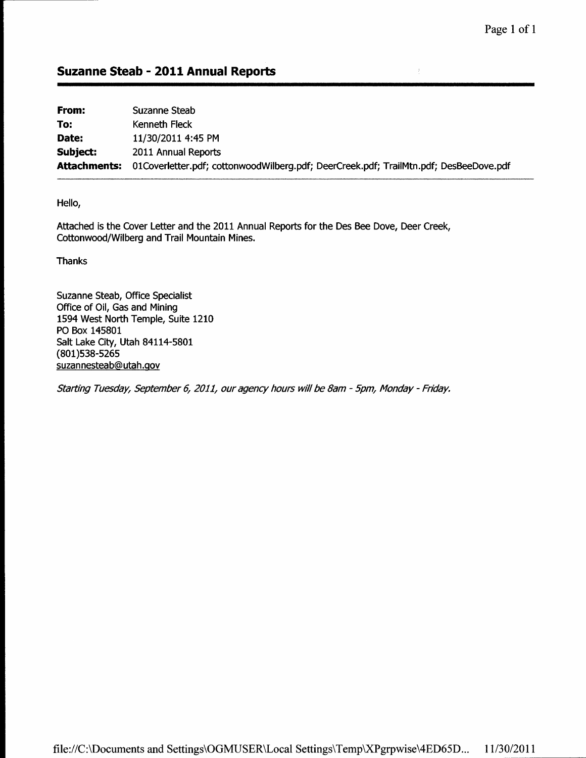## Suzanne Steab - 2011 Annual Reports

| | |
|---|---|
| **From:** | Suzanne Steab |
| **To:** | Kenneth Fleck |
| **Date:** | 11/30/2011 4:45 PM |
| **Subject:** | 2011 Annual Reports |
| **Attachments:** | 01Coverletter.pdf; cottonwoodWilberg.pdf; DeerCreek.pdf; TrailMtn.pdf; DesBeeDove.pdf |

Hello,

Attached is the Cover Letter and the 2011 Annual Reports for the Des Bee Dove, Deer Creek, Cottonwood/Wilberg and Trail Mountain Mines.

Thanks

Suzanne Steab, Office Specialist
Office of Oil, Gas and Mining
1594 West North Temple, Suite 1210
PO Box 145801
Salt Lake City, Utah 84114-5801
(801)538-5265
suzannesteab@utah.gov

*Starting Tuesday, September 6, 2011, our agency hours will be 8am - 5pm, Monday - Friday.*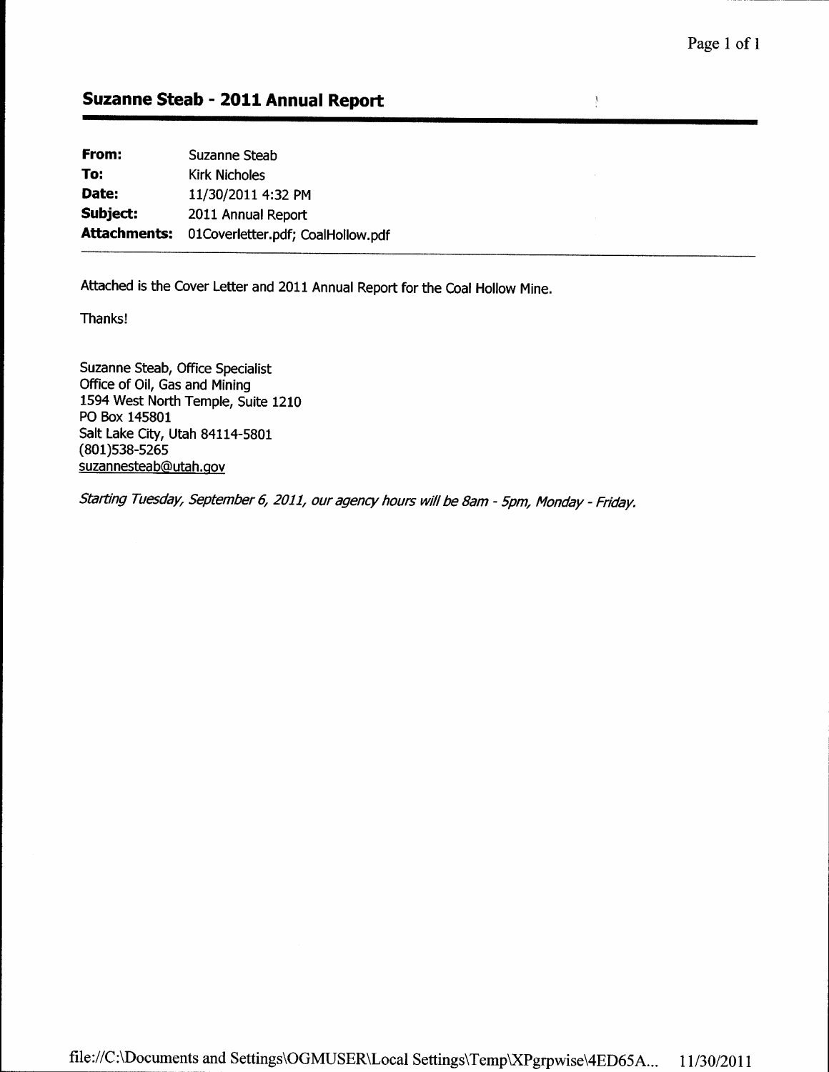## Suzanne Steab - 2011 Annual Report

| | |
|---|---|
| **From:** | Suzanne Steab |
| **To:** | Kirk Nicholes |
| **Date:** | 11/30/2011 4:32 PM |
| **Subject:** | 2011 Annual Report |
| **Attachments:** | 01Coverletter.pdf; CoalHollow.pdf |

Attached is the Cover Letter and 2011 Annual Report for the Coal Hollow Mine.

Thanks!

Suzanne Steab, Office Specialist
Office of Oil, Gas and Mining
1594 West North Temple, Suite 1210
PO Box 145801
Salt Lake City, Utah 84114-5801
(801)538-5265
suzannesteab@utah.gov

*Starting Tuesday, September 6, 2011, our agency hours will be 8am - 5pm, Monday - Friday.*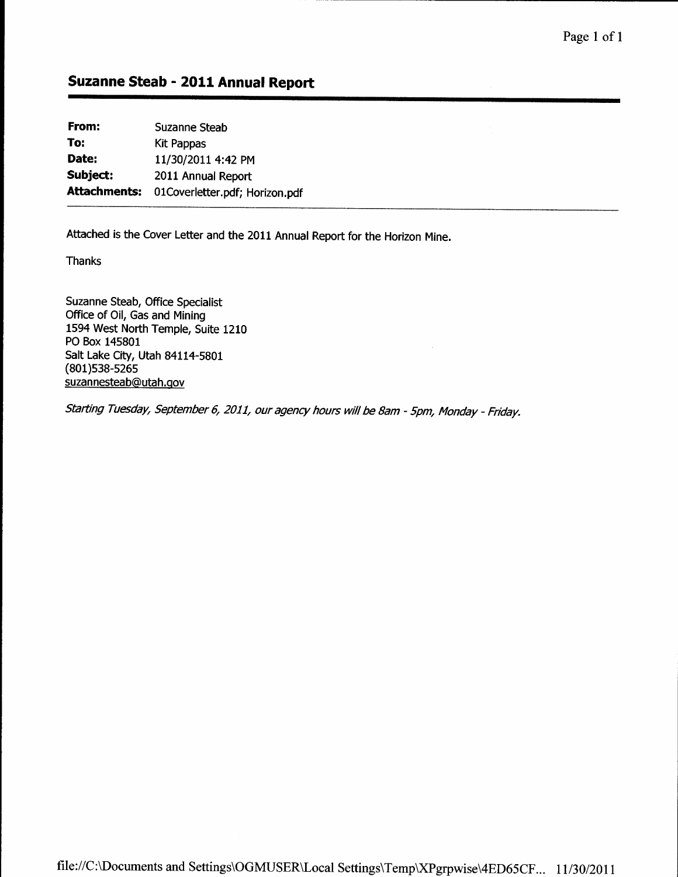## Suzanne Steab - 2011 Annual Report

| | |
|---|---|
| **From:** | Suzanne Steab |
| **To:** | Kit Pappas |
| **Date:** | 11/30/2011 4:42 PM |
| **Subject:** | 2011 Annual Report |
| **Attachments:** | 01Coverletter.pdf; Horizon.pdf |

Attached is the Cover Letter and the 2011 Annual Report for the Horizon Mine.

Thanks

Suzanne Steab, Office Specialist
Office of Oil, Gas and Mining
1594 West North Temple, Suite 1210
PO Box 145801
Salt Lake City, Utah 84114-5801
(801)538-5265
suzannesteab@utah.gov

*Starting Tuesday, September 6, 2011, our agency hours will be 8am - 5pm, Monday - Friday.*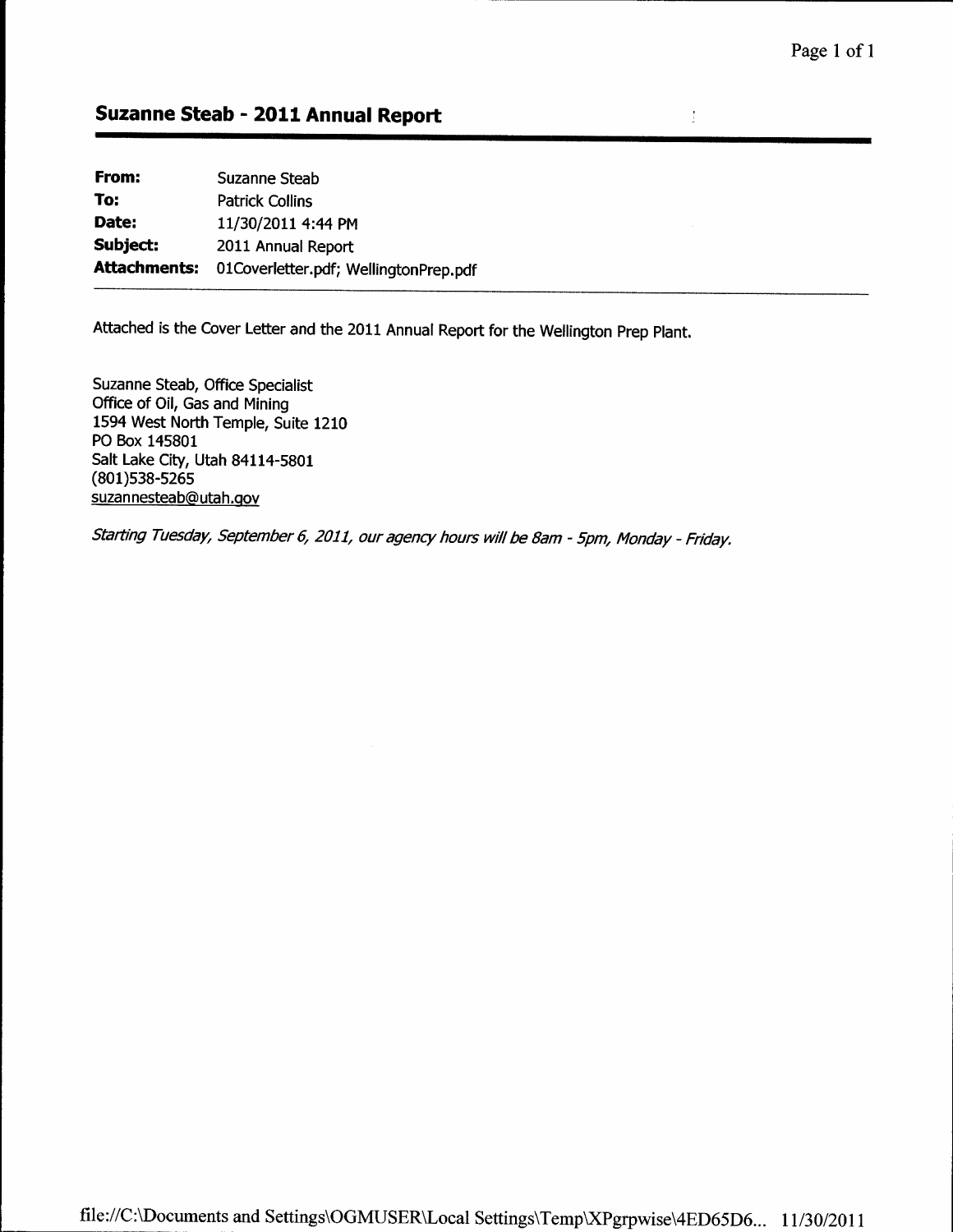## Suzanne Steab - 2011 Annual Report

| | |
|---|---|
| **From:** | Suzanne Steab |
| **To:** | Patrick Collins |
| **Date:** | 11/30/2011 4:44 PM |
| **Subject:** | 2011 Annual Report |
| **Attachments:** | 01Coverletter.pdf; WellingtonPrep.pdf |

Attached is the Cover Letter and the 2011 Annual Report for the Wellington Prep Plant.

Suzanne Steab, Office Specialist
Office of Oil, Gas and Mining
1594 West North Temple, Suite 1210
PO Box 145801
Salt Lake City, Utah 84114-5801
(801)538-5265
suzannesteab@utah.gov

*Starting Tuesday, September 6, 2011, our agency hours will be 8am - 5pm, Monday - Friday.*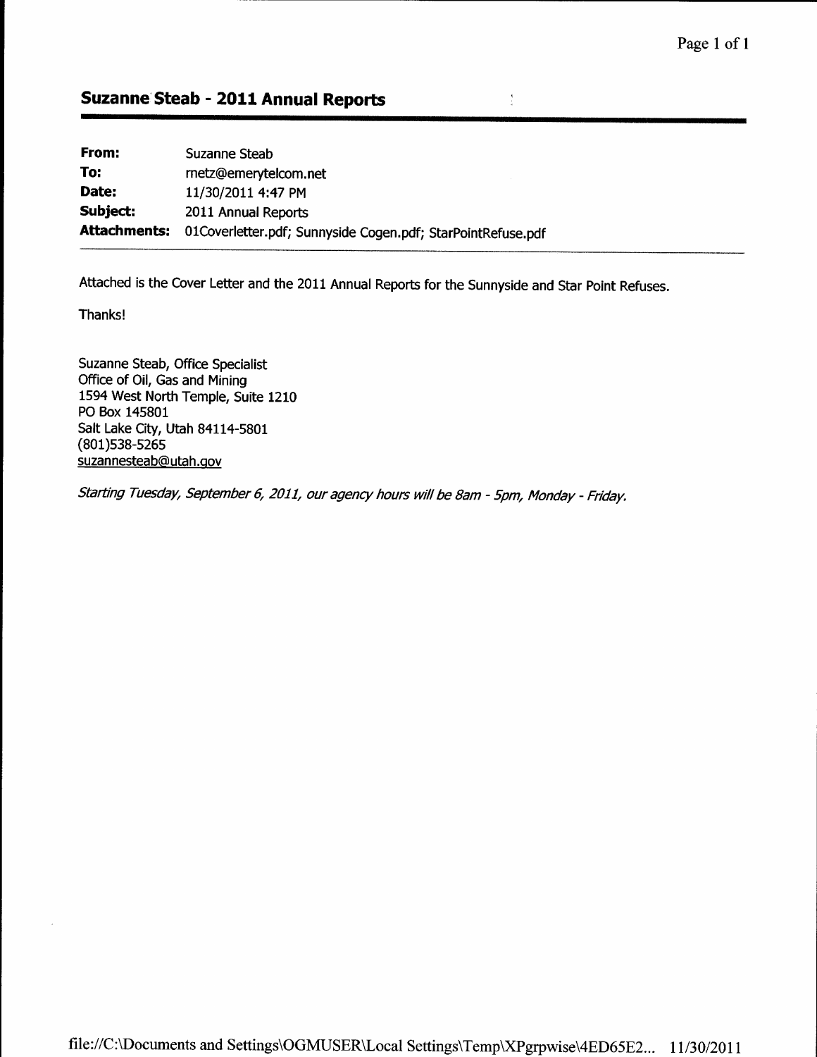## Suzanne Steab - 2011 Annual Reports

| | |
|---|---|
| **From:** | Suzanne Steab |
| **To:** | rnetz@emerytelcom.net |
| **Date:** | 11/30/2011 4:47 PM |
| **Subject:** | 2011 Annual Reports |
| **Attachments:** | 01Coverletter.pdf; Sunnyside Cogen.pdf; StarPointRefuse.pdf |

Attached is the Cover Letter and the 2011 Annual Reports for the Sunnyside and Star Point Refuses.

Thanks!

Suzanne Steab, Office Specialist
Office of Oil, Gas and Mining
1594 West North Temple, Suite 1210
PO Box 145801
Salt Lake City, Utah 84114-5801
(801)538-5265
suzannesteab@utah.gov

*Starting Tuesday, September 6, 2011, our agency hours will be 8am - 5pm, Monday - Friday.*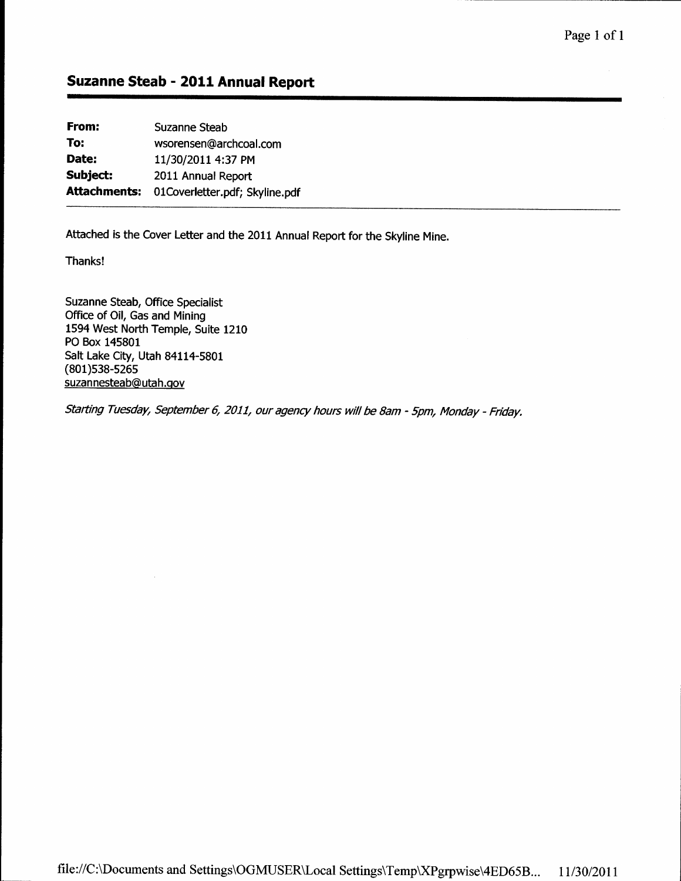## Suzanne Steab - 2011 Annual Report

| | |
|---|---|
| **From:** | Suzanne Steab |
| **To:** | wsorensen@archcoal.com |
| **Date:** | 11/30/2011 4:37 PM |
| **Subject:** | 2011 Annual Report |
| **Attachments:** | 01Coverletter.pdf; Skyline.pdf |

Attached is the Cover Letter and the 2011 Annual Report for the Skyline Mine.

Thanks!

Suzanne Steab, Office Specialist
Office of Oil, Gas and Mining
1594 West North Temple, Suite 1210
PO Box 145801
Salt Lake City, Utah 84114-5801
(801)538-5265
suzannesteab@utah.gov

*Starting Tuesday, September 6, 2011, our agency hours will be 8am - 5pm, Monday - Friday.*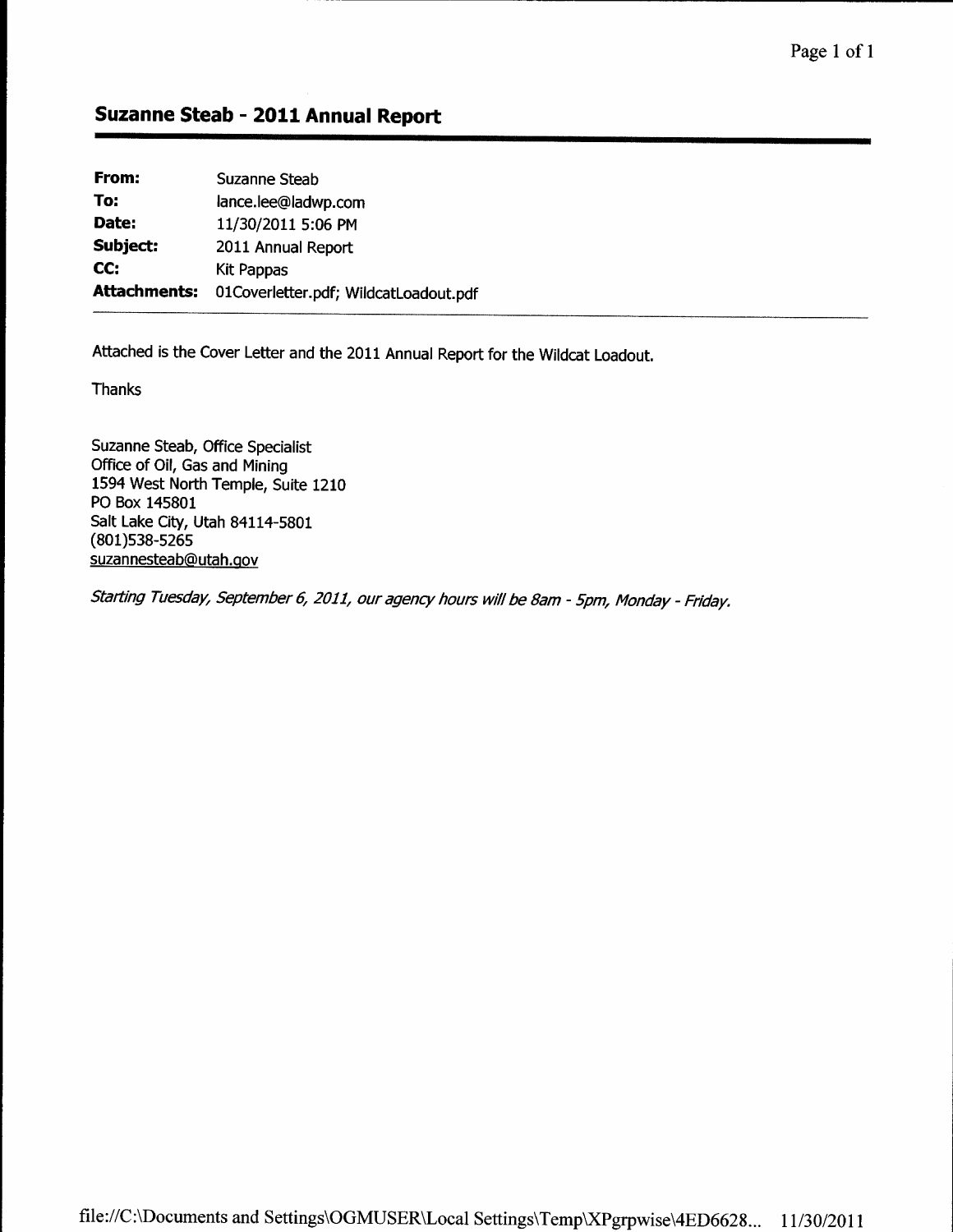## Suzanne Steab - 2011 Annual Report

| | |
|---|---|
| **From:** | Suzanne Steab |
| **To:** | lance.lee@ladwp.com |
| **Date:** | 11/30/2011 5:06 PM |
| **Subject:** | 2011 Annual Report |
| **CC:** | Kit Pappas |
| **Attachments:** | 01Coverletter.pdf; WildcatLoadout.pdf |

Attached is the Cover Letter and the 2011 Annual Report for the Wildcat Loadout.

Thanks

Suzanne Steab, Office Specialist
Office of Oil, Gas and Mining
1594 West North Temple, Suite 1210
PO Box 145801
Salt Lake City, Utah 84114-5801
(801)538-5265
suzannesteab@utah.gov

*Starting Tuesday, September 6, 2011, our agency hours will be 8am - 5pm, Monday - Friday.*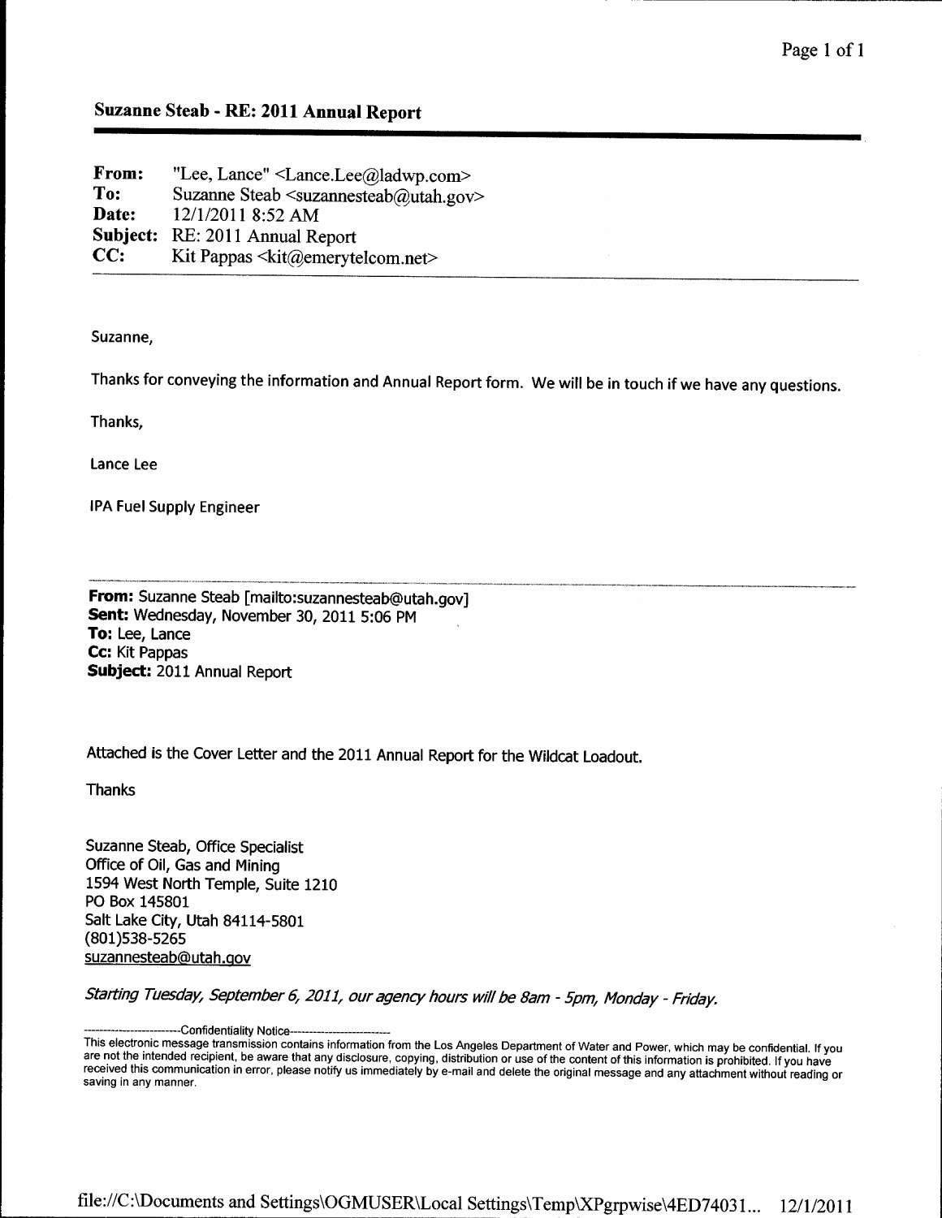## Suzanne Steab - RE: 2011 Annual Report

**From:** "Lee, Lance" <Lance.Lee@ladwp.com>
**To:** Suzanne Steab <suzannesteab@utah.gov>
**Date:** 12/1/2011 8:52 AM
**Subject:** RE: 2011 Annual Report
**CC:** Kit Pappas <kit@emerytelcom.net>

---

Suzanne,

Thanks for conveying the information and Annual Report form. We will be in touch if we have any questions.

Thanks,

Lance Lee

IPA Fuel Supply Engineer

---

**From:** Suzanne Steab [mailto:suzannesteab@utah.gov]
**Sent:** Wednesday, November 30, 2011 5:06 PM
**To:** Lee, Lance
**Cc:** Kit Pappas
**Subject:** 2011 Annual Report

Attached is the Cover Letter and the 2011 Annual Report for the Wildcat Loadout.

Thanks

Suzanne Steab, Office Specialist
Office of Oil, Gas and Mining
1594 West North Temple, Suite 1210
PO Box 145801
Salt Lake City, Utah 84114-5801
(801)538-5265
suzannesteab@utah.gov

*Starting Tuesday, September 6, 2011, our agency hours will be 8am - 5pm, Monday - Friday.*

-------------------------Confidentiality Notice-------------------------
This electronic message transmission contains information from the Los Angeles Department of Water and Power, which may be confidential. If you are not the intended recipient, be aware that any disclosure, copying, distribution or use of the content of this information is prohibited. If you have received this communication in error, please notify us immediately by e-mail and delete the original message and any attachment without reading or saving in any manner.

file://C:\Documents and Settings\OGMUSER\Local Settings\Temp\XPgrpwise\4ED74031... 12/1/2011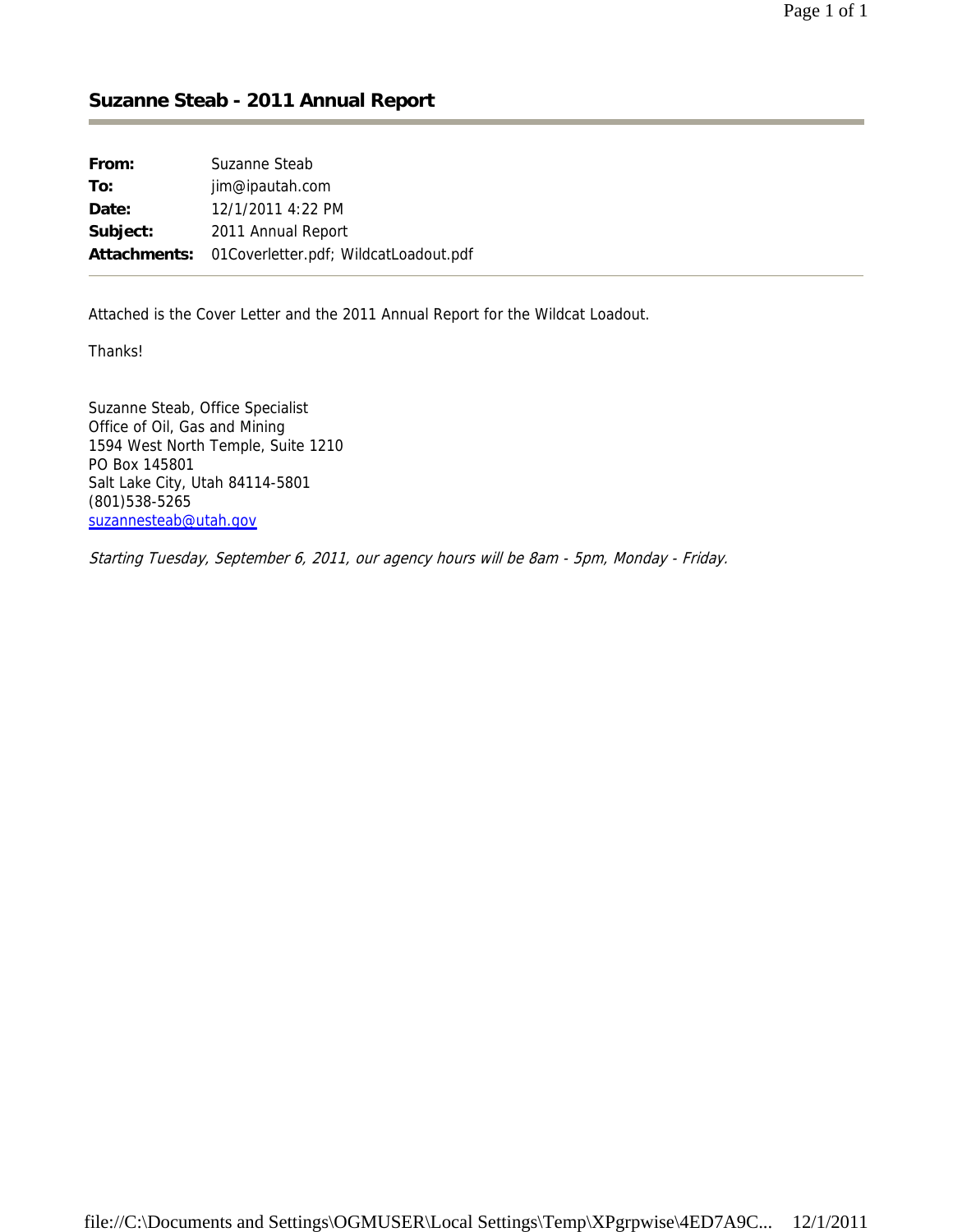## Suzanne Steab - 2011 Annual Report

| | |
|---|---|
| **From:** | Suzanne Steab |
| **To:** | jim@ipautah.com |
| **Date:** | 12/1/2011 4:22 PM |
| **Subject:** | 2011 Annual Report |
| **Attachments:** | 01Coverletter.pdf; WildcatLoadout.pdf |

Attached is the Cover Letter and the 2011 Annual Report for the Wildcat Loadout.

Thanks!

Suzanne Steab, Office Specialist
Office of Oil, Gas and Mining
1594 West North Temple, Suite 1210
PO Box 145801
Salt Lake City, Utah 84114-5801
(801)538-5265
suzannesteab@utah.gov

*Starting Tuesday, September 6, 2011, our agency hours will be 8am - 5pm, Monday - Friday.*